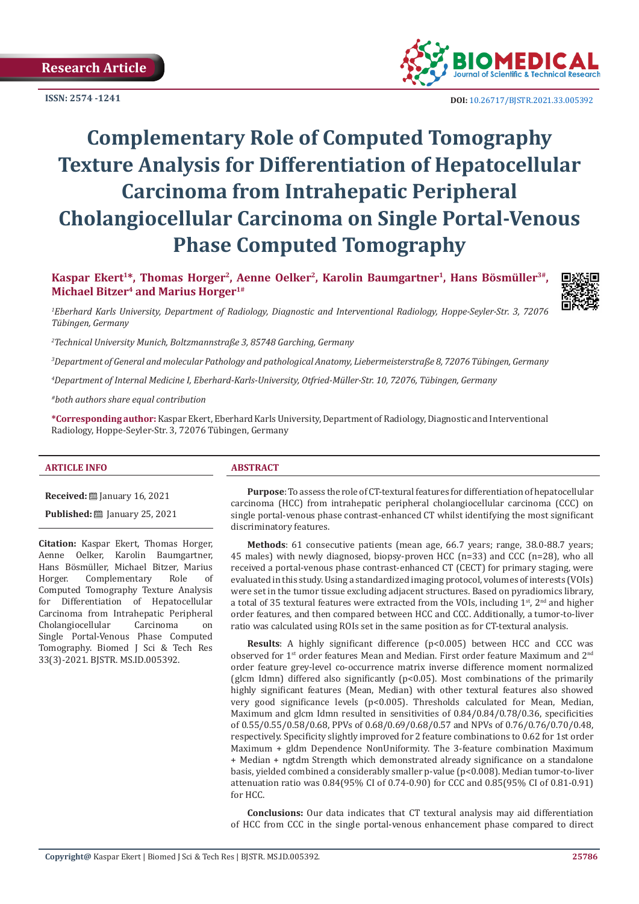Research Article

ISSN: 2574 -1241

DOI: 10.26717/BJSTR.2021.33.005392

# Complementary Role of Computed Tomography Texture Analysis for Differentiation of Hepatocellular Carcinoma from Intrahepatic Peripheral Cholangiocellular Carcinoma on Single Portal-Venous Phase Computed Tomography

**Kaspar Ekert[1*], Thomas Horger[2], Aenne Oelker[2], Karolin Baumgartner[1], Hans Bösmüller[3#], Michael Bitzer[4] and Marius Horger[1#]**

*[1]Eberhard Karls University, Department of Radiology, Diagnostic and Interventional Radiology, Hoppe-Seyler-Str. 3, 72076 Tübingen, Germany*

*[2]Technical University Munich, Boltzmannstraße 3, 85748 Garching, Germany*

*[3]Department of General and molecular Pathology and pathological Anatomy, Liebermeisterstraße 8, 72076 Tübingen, Germany*

*[4]Department of Internal Medicine I, Eberhard-Karls-University, Otfried-Müller-Str. 10, 72076, Tübingen, Germany*

*[#]both authors share equal contribution*

**\*Corresponding author:** Kaspar Ekert, Eberhard Karls University, Department of Radiology, Diagnostic and Interventional Radiology, Hoppe-Seyler-Str. 3, 72076 Tübingen, Germany

## ARTICLE INFO

**Received:** January 16, 2021

**Published:** January 25, 2021

**Citation:** Kaspar Ekert, Thomas Horger, Aenne Oelker, Karolin Baumgartner, Hans Bösmüller, Michael Bitzer, Marius Horger. Complementary Role of Computed Tomography Texture Analysis for Differentiation of Hepatocellular Carcinoma from Intrahepatic Peripheral Cholangiocellular Carcinoma on Single Portal-Venous Phase Computed Tomography. Biomed J Sci & Tech Res 33(3)-2021. BJSTR. MS.ID.005392.

## ABSTRACT

**Purpose**: To assess the role of CT-textural features for differentiation of hepatocellular carcinoma (HCC) from intrahepatic peripheral cholangiocellular carcinoma (CCC) on single portal-venous phase contrast-enhanced CT whilst identifying the most significant discriminatory features.

**Methods**: 61 consecutive patients (mean age, 66.7 years; range, 38.0-88.7 years; 45 males) with newly diagnosed, biopsy-proven HCC (n=33) and CCC (n=28), who all received a portal-venous phase contrast-enhanced CT (CECT) for primary staging, were evaluated in this study. Using a standardized imaging protocol, volumes of interests (VOIs) were set in the tumor tissue excluding adjacent structures. Based on pyradiomics library, a total of 35 textural features were extracted from the VOIs, including 1st, 2nd and higher order features, and then compared between HCC and CCC. Additionally, a tumor-to-liver ratio was calculated using ROIs set in the same position as for CT-textural analysis.

**Results**: A highly significant difference ($p<0.005$) between HCC and CCC was observed for 1st order features Mean and Median. First order feature Maximum and 2nd order feature grey-level co-occurrence matrix inverse difference moment normalized (glcm Idmn) differed also significantly ($p<0.05$). Most combinations of the primarily highly significant features (Mean, Median) with other textural features also showed very good significance levels ($p<0.005$). Thresholds calculated for Mean, Median, Maximum and glcm Idmn resulted in sensitivities of 0.84/0.84/0.78/0.36, specificities of 0.55/0.55/0.58/0.68, PPVs of 0.68/0.69/0.68/0.57 and NPVs of 0.76/0.76/0.70/0.48, respectively. Specificity slightly improved for 2 feature combinations to 0.62 for 1st order Maximum + gldm Dependence NonUniformity. The 3-feature combination Maximum + Median + ngtdm Strength which demonstrated already significance on a standalone basis, yielded combined a considerably smaller p-value ($p<0.008$). Median tumor-to-liver attenuation ratio was 0.84(95% CI of 0.74-0.90) for CCC and 0.85(95% CI of 0.81-0.91) for HCC.

**Conclusions:** Our data indicates that CT textural analysis may aid differentiation of HCC from CCC in the single portal-venous enhancement phase compared to direct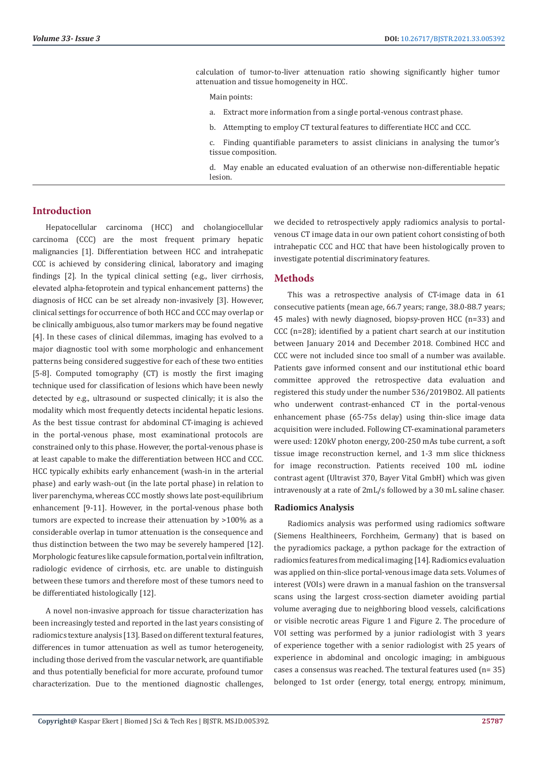calculation of tumor-to-liver attenuation ratio showing significantly higher tumor attenuation and tissue homogeneity in HCC.

Main points:

a. Extract more information from a single portal-venous contrast phase.

b. Attempting to employ CT textural features to differentiate HCC and CCC.

c. Finding quantifiable parameters to assist clinicians in analysing the tumor's tissue composition.

d. May enable an educated evaluation of an otherwise non-differentiable hepatic lesion.

## Introduction

Hepatocellular carcinoma (HCC) and cholangiocellular carcinoma (CCC) are the most frequent primary hepatic malignancies [1]. Differentiation between HCC and intrahepatic CCC is achieved by considering clinical, laboratory and imaging findings [2]. In the typical clinical setting (e.g., liver cirrhosis, elevated alpha-fetoprotein and typical enhancement patterns) the diagnosis of HCC can be set already non-invasively [3]. However, clinical settings for occurrence of both HCC and CCC may overlap or be clinically ambiguous, also tumor markers may be found negative [4]. In these cases of clinical dilemmas, imaging has evolved to a major diagnostic tool with some morphologic and enhancement patterns being considered suggestive for each of these two entities [5-8]. Computed tomography (CT) is mostly the first imaging technique used for classification of lesions which have been newly detected by e.g., ultrasound or suspected clinically; it is also the modality which most frequently detects incidental hepatic lesions. As the best tissue contrast for abdominal CT-imaging is achieved in the portal-venous phase, most examinational protocols are constrained only to this phase. However, the portal-venous phase is at least capable to make the differentiation between HCC and CCC. HCC typically exhibits early enhancement (wash-in in the arterial phase) and early wash-out (in the late portal phase) in relation to liver parenchyma, whereas CCC mostly shows late post-equilibrium enhancement [9-11]. However, in the portal-venous phase both tumors are expected to increase their attenuation by >100% as a considerable overlap in tumor attenuation is the consequence and thus distinction between the two may be severely hampered [12]. Morphologic features like capsule formation, portal vein infiltration, radiologic evidence of cirrhosis, etc. are unable to distinguish between these tumors and therefore most of these tumors need to be differentiated histologically [12].

A novel non-invasive approach for tissue characterization has been increasingly tested and reported in the last years consisting of radiomics texture analysis [13]. Based on different textural features, differences in tumor attenuation as well as tumor heterogeneity, including those derived from the vascular network, are quantifiable and thus potentially beneficial for more accurate, profound tumor characterization. Due to the mentioned diagnostic challenges, we decided to retrospectively apply radiomics analysis to portal-venous CT image data in our own patient cohort consisting of both intrahepatic CCC and HCC that have been histologically proven to investigate potential discriminatory features.

## Methods

This was a retrospective analysis of CT-image data in 61 consecutive patients (mean age, 66.7 years; range, 38.0-88.7 years; 45 males) with newly diagnosed, biopsy-proven HCC (n=33) and CCC (n=28); identified by a patient chart search at our institution between January 2014 and December 2018. Combined HCC and CCC were not included since too small of a number was available. Patients gave informed consent and our institutional ethic board committee approved the retrospective data evaluation and registered this study under the number 536/2019BO2. All patients who underwent contrast-enhanced CT in the portal-venous enhancement phase (65-75s delay) using thin-slice image data acquisition were included. Following CT-examinational parameters were used: 120kV photon energy, 200-250 mAs tube current, a soft tissue image reconstruction kernel, and 1-3 mm slice thickness for image reconstruction. Patients received 100 mL iodine contrast agent (Ultravist 370, Bayer Vital GmbH) which was given intravenously at a rate of 2mL/s followed by a 30 mL saline chaser.

### Radiomics Analysis

Radiomics analysis was performed using radiomics software (Siemens Healthineers, Forchheim, Germany) that is based on the pyradiomics package, a python package for the extraction of radiomics features from medical imaging [14]. Radiomics evaluation was applied on thin-slice portal-venous image data sets. Volumes of interest (VOIs) were drawn in a manual fashion on the transversal scans using the largest cross-section diameter avoiding partial volume averaging due to neighboring blood vessels, calcifications or visible necrotic areas Figure 1 and Figure 2. The procedure of VOI setting was performed by a junior radiologist with 3 years of experience together with a senior radiologist with 25 years of experience in abdominal and oncologic imaging; in ambiguous cases a consensus was reached. The textural features used (n= 35) belonged to 1st order (energy, total energy, entropy, minimum,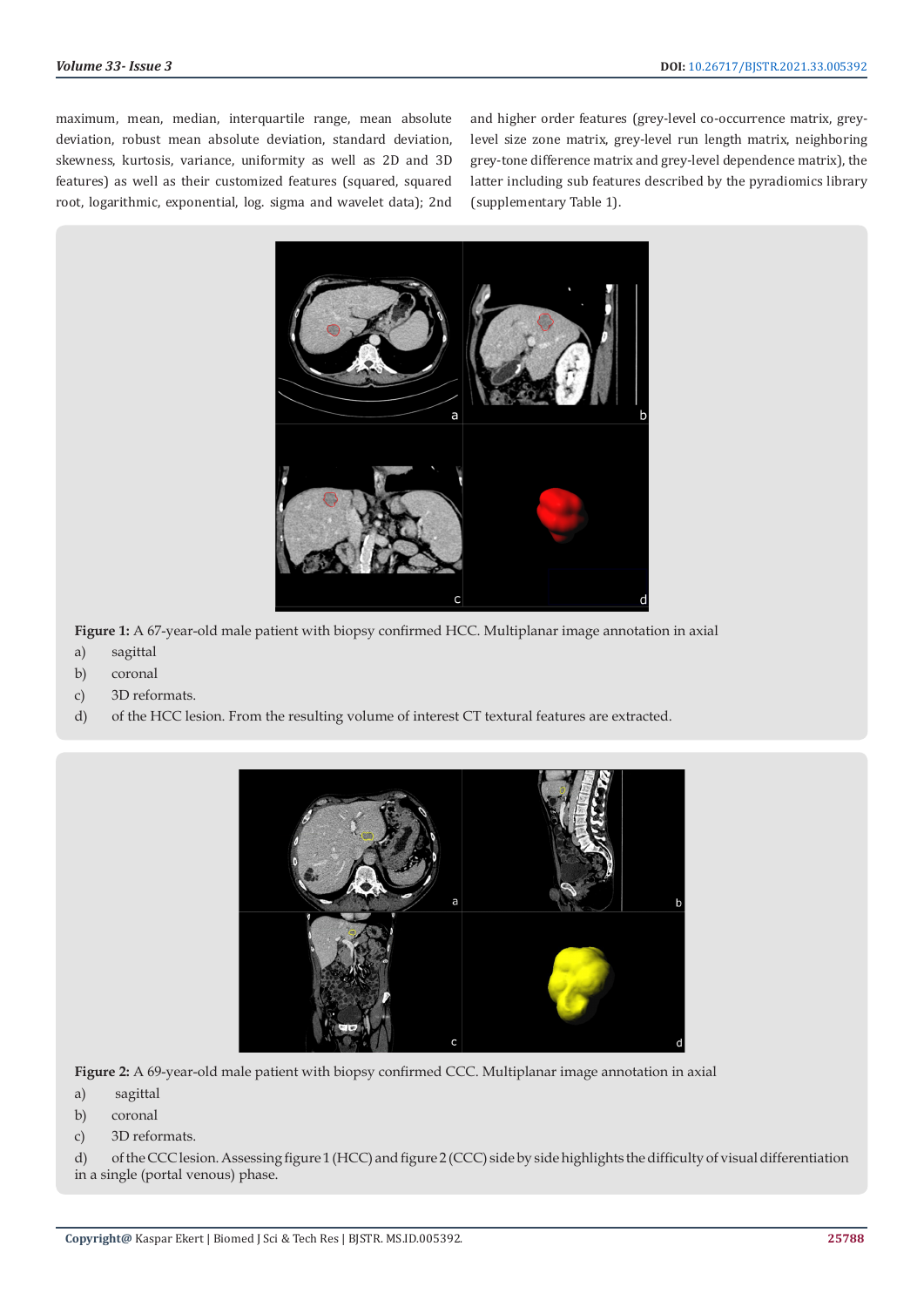maximum, mean, median, interquartile range, mean absolute deviation, robust mean absolute deviation, standard deviation, skewness, kurtosis, variance, uniformity as well as 2D and 3D features) as well as their customized features (squared, squared root, logarithmic, exponential, log. sigma and wavelet data); 2nd and higher order features (grey-level co-occurrence matrix, grey-level size zone matrix, grey-level run length matrix, neighboring grey-tone difference matrix and grey-level dependence matrix), the latter including sub features described by the pyradiomics library (supplementary Table 1).

**Figure 1:** A 67-year-old male patient with biopsy confirmed HCC. Multiplanar image annotation in axial

a) sagittal

b) coronal

c) 3D reformats.

d) of the HCC lesion. From the resulting volume of interest CT textural features are extracted.

**Figure 2:** A 69-year-old male patient with biopsy confirmed CCC. Multiplanar image annotation in axial

a) sagittal

b) coronal

c) 3D reformats.

d) of the CCC lesion. Assessing figure 1 (HCC) and figure 2 (CCC) side by side highlights the difficulty of visual differentiation in a single (portal venous) phase.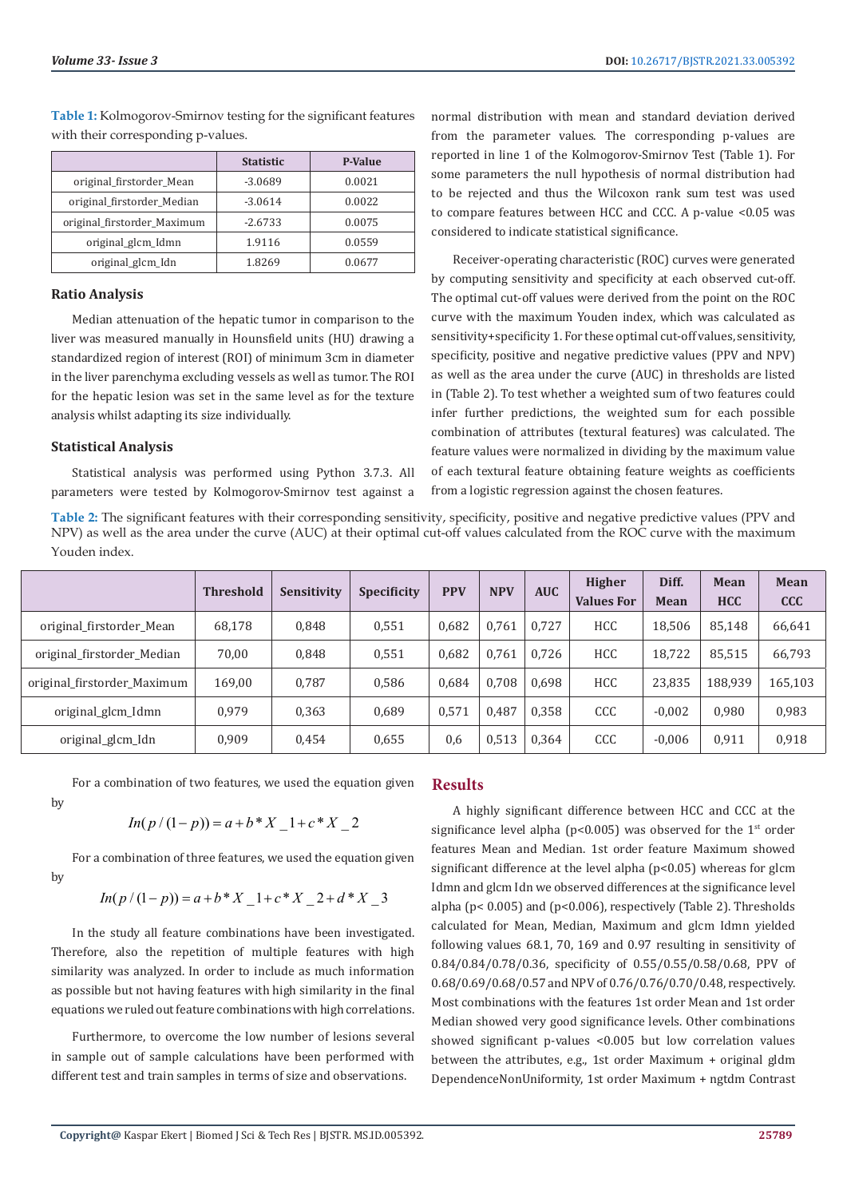**Table 1:** Kolmogorov-Smirnov testing for the significant features with their corresponding p-values.

| | Statistic | P-Value |
|---|---|---|
| original_firstorder_Mean | -3.0689 | 0.0021 |
| original_firstorder_Median | -3.0614 | 0.0022 |
| original_firstorder_Maximum | -2.6733 | 0.0075 |
| original_glcm_Idmn | 1.9116 | 0.0559 |
| original_glcm_Idn | 1.8269 | 0.0677 |

### Ratio Analysis

Median attenuation of the hepatic tumor in comparison to the liver was measured manually in Hounsfield units (HU) drawing a standardized region of interest (ROI) of minimum 3cm in diameter in the liver parenchyma excluding vessels as well as tumor. The ROI for the hepatic lesion was set in the same level as for the texture analysis whilst adapting its size individually.

### Statistical Analysis

Statistical analysis was performed using Python 3.7.3. All parameters were tested by Kolmogorov-Smirnov test against a normal distribution with mean and standard deviation derived from the parameter values. The corresponding p-values are reported in line 1 of the Kolmogorov-Smirnov Test (Table 1). For some parameters the null hypothesis of normal distribution had to be rejected and thus the Wilcoxon rank sum test was used to compare features between HCC and CCC. A p-value <0.05 was considered to indicate statistical significance.

Receiver-operating characteristic (ROC) curves were generated by computing sensitivity and specificity at each observed cut-off. The optimal cut-off values were derived from the point on the ROC curve with the maximum Youden index, which was calculated as sensitivity+specificity 1. For these optimal cut-off values, sensitivity, specificity, positive and negative predictive values (PPV and NPV) as well as the area under the curve (AUC) in thresholds are listed in (Table 2). To test whether a weighted sum of two features could infer further predictions, the weighted sum for each possible combination of attributes (textural features) was calculated. The feature values were normalized in dividing by the maximum value of each textural feature obtaining feature weights as coefficients from a logistic regression against the chosen features.

**Table 2:** The significant features with their corresponding sensitivity, specificity, positive and negative predictive values (PPV and NPV) as well as the area under the curve (AUC) at their optimal cut-off values calculated from the ROC curve with the maximum Youden index.

| | Threshold | Sensitivity | Specificity | PPV | NPV | AUC | Higher Values For | Diff. Mean | Mean HCC | Mean CCC |
|---|---|---|---|---|---|---|---|---|---|---|
| original_firstorder_Mean | 68,178 | 0,848 | 0,551 | 0,682 | 0,761 | 0,727 | HCC | 18,506 | 85,148 | 66,641 |
| original_firstorder_Median | 70,00 | 0,848 | 0,551 | 0,682 | 0,761 | 0,726 | HCC | 18,722 | 85,515 | 66,793 |
| original_firstorder_Maximum | 169,00 | 0,787 | 0,586 | 0,684 | 0,708 | 0,698 | HCC | 23,835 | 188,939 | 165,103 |
| original_glcm_Idmn | 0,979 | 0,363 | 0,689 | 0,571 | 0,487 | 0,358 | CCC | -0,002 | 0,980 | 0,983 |
| original_glcm_Idn | 0,909 | 0,454 | 0,655 | 0,6 | 0,513 | 0,364 | CCC | -0,006 | 0,911 | 0,918 |

For a combination of two features, we used the equation given by

$$In(p/(1-p)) = a + b * X\_1 + c * X\_2$$

For a combination of three features, we used the equation given by

$$In(p/(1-p)) = a + b * X\_1 + c * X\_2 + d * X\_3$$

In the study all feature combinations have been investigated. Therefore, also the repetition of multiple features with high similarity was analyzed. In order to include as much information as possible but not having features with high similarity in the final equations we ruled out feature combinations with high correlations.

Furthermore, to overcome the low number of lesions several in sample out of sample calculations have been performed with different test and train samples in terms of size and observations.

## Results

A highly significant difference between HCC and CCC at the significance level alpha (p<0.005) was observed for the 1st order features Mean and Median. 1st order feature Maximum showed significant difference at the level alpha (p<0.05) whereas for glcm Idmn and glcm Idn we observed differences at the significance level alpha (p< 0.005) and (p<0.006), respectively (Table 2). Thresholds calculated for Mean, Median, Maximum and glcm Idmn yielded following values 68.1, 70, 169 and 0.97 resulting in sensitivity of 0.84/0.84/0.78/0.36, specificity of 0.55/0.55/0.58/0.68, PPV of 0.68/0.69/0.68/0.57 and NPV of 0.76/0.76/0.70/0.48, respectively. Most combinations with the features 1st order Mean and 1st order Median showed very good significance levels. Other combinations showed significant p-values <0.005 but low correlation values between the attributes, e.g., 1st order Maximum + original gldm DependenceNonUniformity, 1st order Maximum + ngtdm Contrast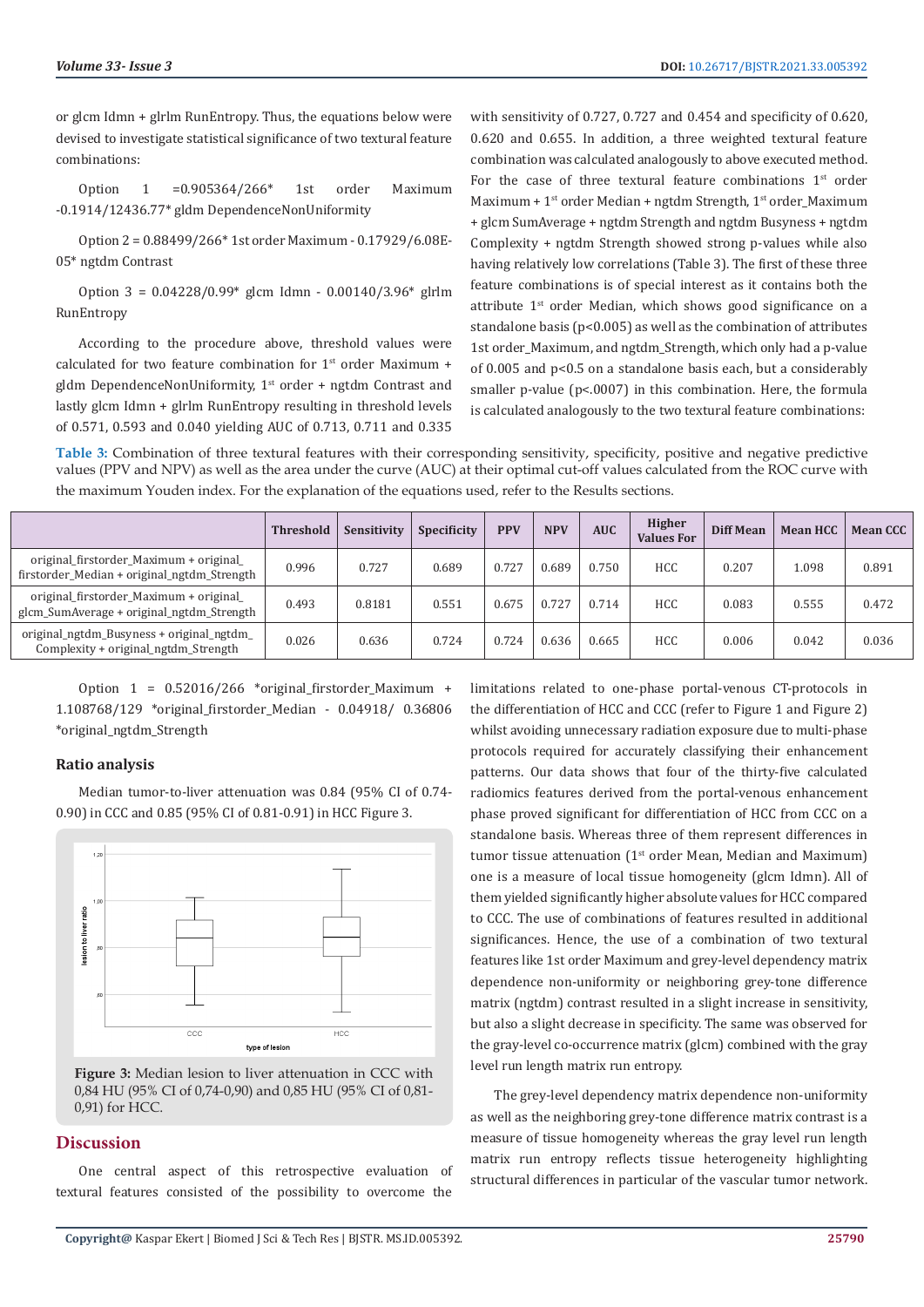or glcm Idmn + glrlm RunEntropy. Thus, the equations below were devised to investigate statistical significance of two textural feature combinations:

Option 1 =0.905364/266* 1st order Maximum -0.1914/12436.77* gldm DependenceNonUniformity

Option 2 = 0.88499/266* 1st order Maximum - 0.17929/6.08E-05* ngtdm Contrast

Option 3 = 0.04228/0.99* glcm Idmn - 0.00140/3.96* glrlm RunEntropy

According to the procedure above, threshold values were calculated for two feature combination for 1st order Maximum + gldm DependenceNonUniformity, 1st order + ngtdm Contrast and lastly glcm Idmn + glrlm RunEntropy resulting in threshold levels of 0.571, 0.593 and 0.040 yielding AUC of 0.713, 0.711 and 0.335 with sensitivity of 0.727, 0.727 and 0.454 and specificity of 0.620, 0.620 and 0.655. In addition, a three weighted textural feature combination was calculated analogously to above executed method. For the case of three textural feature combinations 1st order Maximum + 1st order Median + ngtdm Strength, 1st order_Maximum + glcm SumAverage + ngtdm Strength and ngtdm Busyness + ngtdm Complexity + ngtdm Strength showed strong p-values while also having relatively low correlations (Table 3). The first of these three feature combinations is of special interest as it contains both the attribute 1st order Median, which shows good significance on a standalone basis (p<0.005) as well as the combination of attributes 1st order_Maximum, and ngtdm_Strength, which only had a p-value of 0.005 and p<0.5 on a standalone basis each, but a considerably smaller p-value (p<.0007) in this combination. Here, the formula is calculated analogously to the two textural feature combinations:

**Table 3:** Combination of three textural features with their corresponding sensitivity, specificity, positive and negative predictive values (PPV and NPV) as well as the area under the curve (AUC) at their optimal cut-off values calculated from the ROC curve with the maximum Youden index. For the explanation of the equations used, refer to the Results sections.

| | Threshold | Sensitivity | Specificity | PPV | NPV | AUC | Higher Values For | Diff Mean | Mean HCC | Mean CCC |
|---|---|---|---|---|---|---|---|---|---|---|
| original_firstorder_Maximum + original_firstorder_Median + original_ngtdm_Strength | 0.996 | 0.727 | 0.689 | 0.727 | 0.689 | 0.750 | HCC | 0.207 | 1.098 | 0.891 |
| original_firstorder_Maximum + original_glcm_SumAverage + original_ngtdm_Strength | 0.493 | 0.8181 | 0.551 | 0.675 | 0.727 | 0.714 | HCC | 0.083 | 0.555 | 0.472 |
| original_ngtdm_Busyness + original_ngtdm_Complexity + original_ngtdm_Strength | 0.026 | 0.636 | 0.724 | 0.724 | 0.636 | 0.665 | HCC | 0.006 | 0.042 | 0.036 |

Option 1 = 0.52016/266 *original_firstorder_Maximum + 1.108768/129 *original_firstorder_Median - 0.04918/ 0.36806 *original_ngtdm_Strength

### Ratio analysis

Median tumor-to-liver attenuation was 0.84 (95% CI of 0.74-0.90) in CCC and 0.85 (95% CI of 0.81-0.91) in HCC Figure 3.

**Figure 3:** Median lesion to liver attenuation in CCC with 0,84 HU (95% CI of 0,74-0,90) and 0,85 HU (95% CI of 0,81-0,91) for HCC.

## Discussion

One central aspect of this retrospective evaluation of textural features consisted of the possibility to overcome the limitations related to one-phase portal-venous CT-protocols in the differentiation of HCC and CCC (refer to Figure 1 and Figure 2) whilst avoiding unnecessary radiation exposure due to multi-phase protocols required for accurately classifying their enhancement patterns. Our data shows that four of the thirty-five calculated radiomics features derived from the portal-venous enhancement phase proved significant for differentiation of HCC from CCC on a standalone basis. Whereas three of them represent differences in tumor tissue attenuation (1st order Mean, Median and Maximum) one is a measure of local tissue homogeneity (glcm Idmn). All of them yielded significantly higher absolute values for HCC compared to CCC. The use of combinations of features resulted in additional significances. Hence, the use of a combination of two textural features like 1st order Maximum and grey-level dependency matrix dependence non-uniformity or neighboring grey-tone difference matrix (ngtdm) contrast resulted in a slight increase in sensitivity, but also a slight decrease in specificity. The same was observed for the gray-level co-occurrence matrix (glcm) combined with the gray level run length matrix run entropy.

The grey-level dependency matrix dependence non-uniformity as well as the neighboring grey-tone difference matrix contrast is a measure of tissue homogeneity whereas the gray level run length matrix run entropy reflects tissue heterogeneity highlighting structural differences in particular of the vascular tumor network.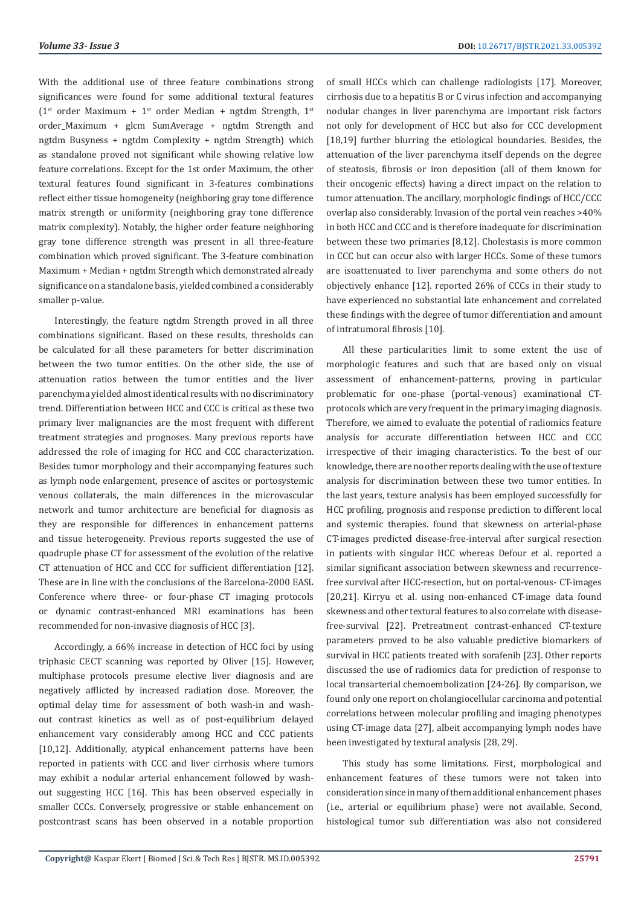With the additional use of three feature combinations strong significances were found for some additional textural features (1st order Maximum + 1st order Median + ngtdm Strength, 1st order_Maximum + glcm SumAverage + ngtdm Strength and ngtdm Busyness + ngtdm Complexity + ngtdm Strength) which as standalone proved not significant while showing relative low feature correlations. Except for the 1st order Maximum, the other textural features found significant in 3-features combinations reflect either tissue homogeneity (neighboring gray tone difference matrix strength or uniformity (neighboring gray tone difference matrix complexity). Notably, the higher order feature neighboring gray tone difference strength was present in all three-feature combination which proved significant. The 3-feature combination Maximum + Median + ngtdm Strength which demonstrated already significance on a standalone basis, yielded combined a considerably smaller p-value.

Interestingly, the feature ngtdm Strength proved in all three combinations significant. Based on these results, thresholds can be calculated for all these parameters for better discrimination between the two tumor entities. On the other side, the use of attenuation ratios between the tumor entities and the liver parenchyma yielded almost identical results with no discriminatory trend. Differentiation between HCC and CCC is critical as these two primary liver malignancies are the most frequent with different treatment strategies and prognoses. Many previous reports have addressed the role of imaging for HCC and CCC characterization. Besides tumor morphology and their accompanying features such as lymph node enlargement, presence of ascites or portosystemic venous collaterals, the main differences in the microvascular network and tumor architecture are beneficial for diagnosis as they are responsible for differences in enhancement patterns and tissue heterogeneity. Previous reports suggested the use of quadruple phase CT for assessment of the evolution of the relative CT attenuation of HCC and CCC for sufficient differentiation [12]. These are in line with the conclusions of the Barcelona-2000 EASL Conference where three- or four-phase CT imaging protocols or dynamic contrast-enhanced MRI examinations has been recommended for non-invasive diagnosis of HCC [3].

Accordingly, a 66% increase in detection of HCC foci by using triphasic CECT scanning was reported by Oliver [15]. However, multiphase protocols presume elective liver diagnosis and are negatively afflicted by increased radiation dose. Moreover, the optimal delay time for assessment of both wash-in and wash-out contrast kinetics as well as of post-equilibrium delayed enhancement vary considerably among HCC and CCC patients [10,12]. Additionally, atypical enhancement patterns have been reported in patients with CCC and liver cirrhosis where tumors may exhibit a nodular arterial enhancement followed by wash-out suggesting HCC [16]. This has been observed especially in smaller CCCs. Conversely, progressive or stable enhancement on postcontrast scans has been observed in a notable proportion of small HCCs which can challenge radiologists [17]. Moreover, cirrhosis due to a hepatitis B or C virus infection and accompanying nodular changes in liver parenchyma are important risk factors not only for development of HCC but also for CCC development [18,19] further blurring the etiological boundaries. Besides, the attenuation of the liver parenchyma itself depends on the degree of steatosis, fibrosis or iron deposition (all of them known for their oncogenic effects) having a direct impact on the relation to tumor attenuation. The ancillary, morphologic findings of HCC/CCC overlap also considerably. Invasion of the portal vein reaches >40% in both HCC and CCC and is therefore inadequate for discrimination between these two primaries [8,12]. Cholestasis is more common in CCC but can occur also with larger HCCs. Some of these tumors are isoattenuated to liver parenchyma and some others do not objectively enhance [12]. reported 26% of CCCs in their study to have experienced no substantial late enhancement and correlated these findings with the degree of tumor differentiation and amount of intratumoral fibrosis [10].

All these particularities limit to some extent the use of morphologic features and such that are based only on visual assessment of enhancement-patterns, proving in particular problematic for one-phase (portal-venous) examinational CT-protocols which are very frequent in the primary imaging diagnosis. Therefore, we aimed to evaluate the potential of radiomics feature analysis for accurate differentiation between HCC and CCC irrespective of their imaging characteristics. To the best of our knowledge, there are no other reports dealing with the use of texture analysis for discrimination between these two tumor entities. In the last years, texture analysis has been employed successfully for HCC profiling, prognosis and response prediction to different local and systemic therapies. found that skewness on arterial-phase CT-images predicted disease-free-interval after surgical resection in patients with singular HCC whereas Defour et al. reported a similar significant association between skewness and recurrence-free survival after HCC-resection, but on portal-venous- CT-images [20,21]. Kirryu et al. using non-enhanced CT-image data found skewness and other textural features to also correlate with disease-free-survival [22]. Pretreatment contrast-enhanced CT-texture parameters proved to be also valuable predictive biomarkers of survival in HCC patients treated with sorafenib [23]. Other reports discussed the use of radiomics data for prediction of response to local transarterial chemoembolization [24-26]. By comparison, we found only one report on cholangiocellular carcinoma and potential correlations between molecular profiling and imaging phenotypes using CT-image data [27], albeit accompanying lymph nodes have been investigated by textural analysis [28, 29].

This study has some limitations. First, morphological and enhancement features of these tumors were not taken into consideration since in many of them additional enhancement phases (i.e., arterial or equilibrium phase) were not available. Second, histological tumor sub differentiation was also not considered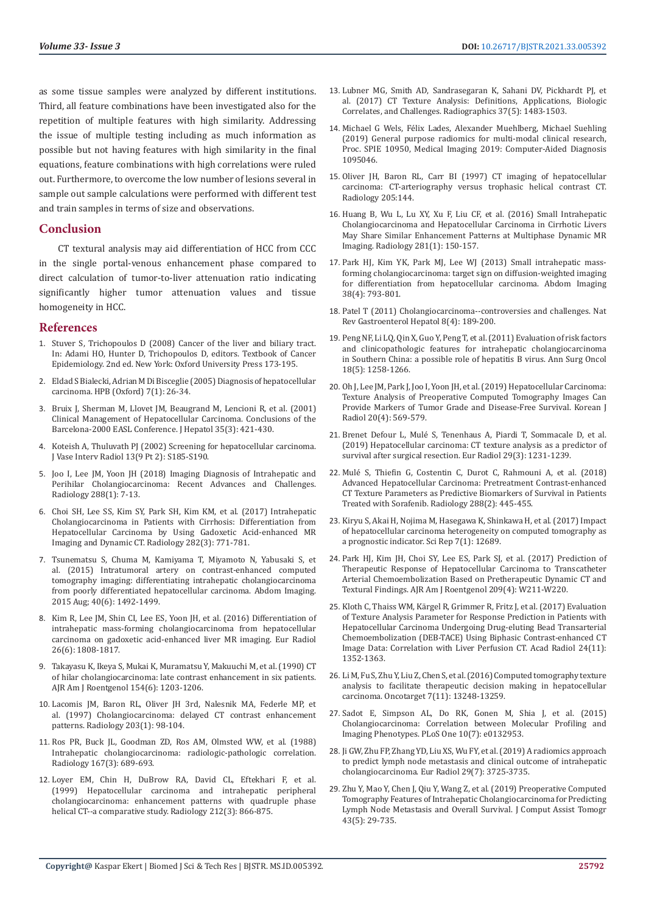as some tissue samples were analyzed by different institutions. Third, all feature combinations have been investigated also for the repetition of multiple features with high similarity. Addressing the issue of multiple testing including as much information as possible but not having features with high similarity in the final equations, feature combinations with high correlations were ruled out. Furthermore, to overcome the low number of lesions several in sample out sample calculations were performed with different test and train samples in terms of size and observations.

## Conclusion

CT textural analysis may aid differentiation of HCC from CCC in the single portal-venous enhancement phase compared to direct calculation of tumor-to-liver attenuation ratio indicating significantly higher tumor attenuation values and tissue homogeneity in HCC.

## References

1. Stuver S, Trichopoulos D (2008) Cancer of the liver and biliary tract. In: Adami HO, Hunter D, Trichopoulos D, editors. Textbook of Cancer Epidemiology. 2nd ed. New York: Oxford University Press 173-195.
2. Eldad S Bialecki, Adrian M Di Bisceglie (2005) Diagnosis of hepatocellular carcinoma. HPB (Oxford) 7(1): 26-34.
3. Bruix J, Sherman M, Llovet JM, Beaugrand M, Lencioni R, et al. (2001) Clinical Management of Hepatocellular Carcinoma. Conclusions of the Barcelona-2000 EASL Conference. J Hepatol 35(3): 421-430.
4. Koteish A, Thuluvath PJ (2002) Screening for hepatocellular carcinoma. J Vasc Interv Radiol 13(9 Pt 2): S185-S190.
5. Joo I, Lee JM, Yoon JH (2018) Imaging Diagnosis of Intrahepatic and Perihilar Cholangiocarcinoma: Recent Advances and Challenges. Radiology 288(1): 7-13.
6. Choi SH, Lee SS, Kim SY, Park SH, Kim KM, et al. (2017) Intrahepatic Cholangiocarcinoma in Patients with Cirrhosis: Differentiation from Hepatocellular Carcinoma by Using Gadoxetic Acid-enhanced MR Imaging and Dynamic CT. Radiology 282(3): 771-781.
7. Tsunematsu S, Chuma M, Kamiyama T, Miyamoto N, Yabusaki S, et al. (2015) Intratumoral artery on contrast-enhanced computed tomography imaging: differentiating intrahepatic cholangiocarcinoma from poorly differentiated hepatocellular carcinoma. Abdom Imaging. 2015 Aug; 40(6): 1492-1499.
8. Kim R, Lee JM, Shin CI, Lee ES, Yoon JH, et al. (2016) Differentiation of intrahepatic mass-forming cholangiocarcinoma from hepatocellular carcinoma on gadoxetic acid-enhanced liver MR imaging. Eur Radiol 26(6): 1808-1817.
9. Takayasu K, Ikeya S, Mukai K, Muramatsu Y, Makuuchi M, et al. (1990) CT of hilar cholangiocarcinoma: late contrast enhancement in six patients. AJR Am J Roentgenol 154(6): 1203-1206.
10. Lacomis JM, Baron RL, Oliver JH 3rd, Nalesnik MA, Federle MP, et al. (1997) Cholangiocarcinoma: delayed CT contrast enhancement patterns. Radiology 203(1): 98-104.
11. Ros PR, Buck JL, Goodman ZD, Ros AM, Olmsted WW, et al. (1988) Intrahepatic cholangiocarcinoma: radiologic-pathologic correlation. Radiology 167(3): 689-693.
12. Loyer EM, Chin H, DuBrow RA, David CL, Eftekhari F, et al. (1999) Hepatocellular carcinoma and intrahepatic peripheral cholangiocarcinoma: enhancement patterns with quadruple phase helical CT--a comparative study. Radiology 212(3): 866-875.
13. Lubner MG, Smith AD, Sandrasegaran K, Sahani DV, Pickhardt PJ, et al. (2017) CT Texture Analysis: Definitions, Applications, Biologic Correlates, and Challenges. Radiographics 37(5): 1483-1503.
14. Michael G Wels, Félix Lades, Alexander Muehlberg, Michael Suehling (2019) General purpose radiomics for multi-modal clinical research, Proc. SPIE 10950, Medical Imaging 2019: Computer-Aided Diagnosis 1095046.
15. Oliver JH, Baron RL, Carr BI (1997) CT imaging of hepatocellular carcinoma: CT-arteriography versus trophasic helical contrast CT. Radiology 205:144.
16. Huang B, Wu L, Lu XY, Xu F, Liu CF, et al. (2016) Small Intrahepatic Cholangiocarcinoma and Hepatocellular Carcinoma in Cirrhotic Livers May Share Similar Enhancement Patterns at Multiphase Dynamic MR Imaging. Radiology 281(1): 150-157.
17. Park HJ, Kim YK, Park MJ, Lee WJ (2013) Small intrahepatic mass-forming cholangiocarcinoma: target sign on diffusion-weighted imaging for differentiation from hepatocellular carcinoma. Abdom Imaging 38(4): 793-801.
18. Patel T (2011) Cholangiocarcinoma--controversies and challenges. Nat Rev Gastroenterol Hepatol 8(4): 189-200.
19. Peng NF, Li LQ, Qin X, Guo Y, Peng T, et al. (2011) Evaluation of risk factors and clinicopathologic features for intrahepatic cholangiocarcinoma in Southern China: a possible role of hepatitis B virus. Ann Surg Oncol 18(5): 1258-1266.
20. Oh J, Lee JM, Park J, Joo I, Yoon JH, et al. (2019) Hepatocellular Carcinoma: Texture Analysis of Preoperative Computed Tomography Images Can Provide Markers of Tumor Grade and Disease-Free Survival. Korean J Radiol 20(4): 569-579.
21. Brenet Defour L, Mulé S, Tenenhaus A, Piardi T, Sommacale D, et al. (2019) Hepatocellular carcinoma: CT texture analysis as a predictor of survival after surgical resection. Eur Radiol 29(3): 1231-1239.
22. Mulé S, Thiefin G, Costentin C, Durot C, Rahmouni A, et al. (2018) Advanced Hepatocellular Carcinoma: Pretreatment Contrast-enhanced CT Texture Parameters as Predictive Biomarkers of Survival in Patients Treated with Sorafenib. Radiology 288(2): 445-455.
23. Kiryu S, Akai H, Nojima M, Hasegawa K, Shinkawa H, et al. (2017) Impact of hepatocellular carcinoma heterogeneity on computed tomography as a prognostic indicator. Sci Rep 7(1): 12689.
24. Park HJ, Kim JH, Choi SY, Lee ES, Park SJ, et al. (2017) Prediction of Therapeutic Response of Hepatocellular Carcinoma to Transcatheter Arterial Chemoembolization Based on Pretherapeutic Dynamic CT and Textural Findings. AJR Am J Roentgenol 209(4): W211-W220.
25. Kloth C, Thaiss WM, Kärgel R, Grimmer R, Fritz J, et al. (2017) Evaluation of Texture Analysis Parameter for Response Prediction in Patients with Hepatocellular Carcinoma Undergoing Drug-eluting Bead Transarterial Chemoembolization (DEB-TACE) Using Biphasic Contrast-enhanced CT Image Data: Correlation with Liver Perfusion CT. Acad Radiol 24(11): 1352-1363.
26. Li M, Fu S, Zhu Y, Liu Z, Chen S, et al. (2016) Computed tomography texture analysis to facilitate therapeutic decision making in hepatocellular carcinoma. Oncotarget 7(11): 13248-13259.
27. Sadot E, Simpson AL, Do RK, Gonen M, Shia J, et al. (2015) Cholangiocarcinoma: Correlation between Molecular Profiling and Imaging Phenotypes. PLoS One 10(7): e0132953.
28. Ji GW, Zhu FP, Zhang YD, Liu XS, Wu FY, et al. (2019) A radiomics approach to predict lymph node metastasis and clinical outcome of intrahepatic cholangiocarcinoma. Eur Radiol 29(7): 3725-3735.
29. Zhu Y, Mao Y, Chen J, Qiu Y, Wang Z, et al. (2019) Preoperative Computed Tomography Features of Intrahepatic Cholangiocarcinoma for Predicting Lymph Node Metastasis and Overall Survival. J Comput Assist Tomogr 43(5): 29-735.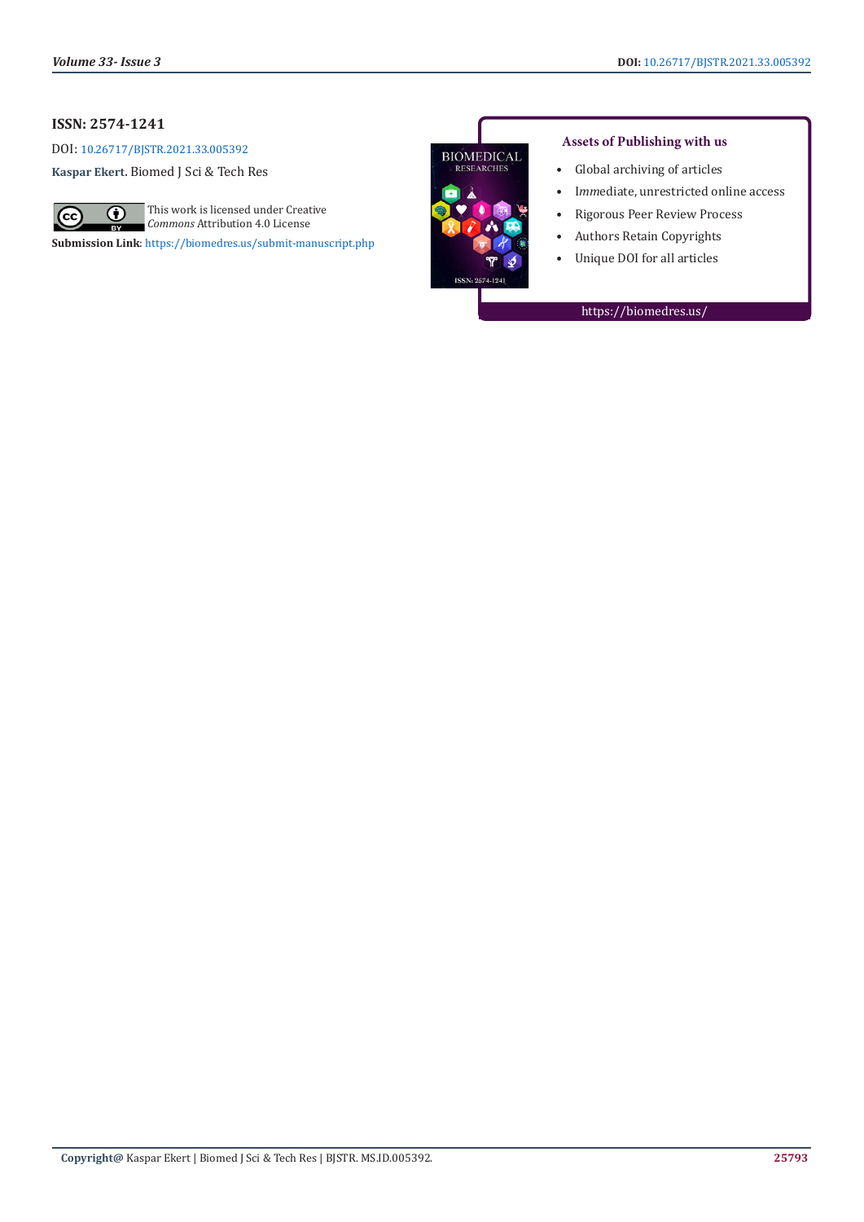**ISSN: 2574-1241**

DOI: 10.26717/BJSTR.2021.33.005392

**Kaspar Ekert.** Biomed J Sci & Tech Res

This work is licensed under Creative *Commons* Attribution 4.0 License

**Submission Link**: https://biomedres.us/submit-manuscript.php

### Assets of Publishing with us

- Global archiving of articles
- Immediate, unrestricted online access
- Rigorous Peer Review Process
- Authors Retain Copyrights
- Unique DOI for all articles

https://biomedres.us/